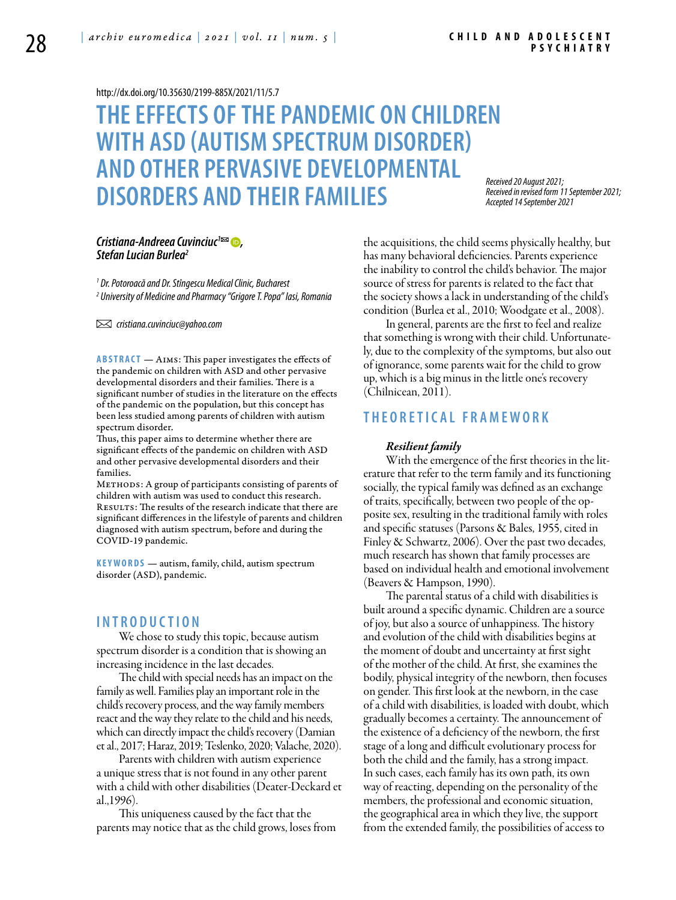http://dx.doi.org/10.35630/2199-885X/2021/11/5.7

# THE EFFECTS OF THE PANDEMIC ON CHILDREN WITH ASD (AUTISM SPECTRUM DISORDER) AND OTHER PERVASIVE DEVELOPMENTAL DISORDERS AND THEIR FAMILIES

*Received 20 August 2021; Received in revised form 11 September 2021; Accepted 14 September 2021*

***Cristiana-Andreea Cuvinciuc[1]✉, Stefan Lucian Burlea[2]***

*[1] Dr. Potoroacă and Dr. Stîngescu Medical Clinic, Bucharest*
*[2] University of Medicine and Pharmacy "Grigore T. Popa" Iasi, Romania*

✉ *cristiana.cuvinciuc@yahoo.com*

**ABSTRACT** — Aims: This paper investigates the effects of the pandemic on children with ASD and other pervasive developmental disorders and their families. There is a significant number of studies in the literature on the effects of the pandemic on the population, but this concept has been less studied among parents of children with autism spectrum disorder.

Thus, this paper aims to determine whether there are significant effects of the pandemic on children with ASD and other pervasive developmental disorders and their families.

Methods: A group of participants consisting of parents of children with autism was used to conduct this research.
Results: The results of the research indicate that there are significant differences in the lifestyle of parents and children diagnosed with autism spectrum, before and during the COVID-19 pandemic.

**KEYWORDS** — autism, family, child, autism spectrum disorder (ASD), pandemic.

## INTRODUCTION

We chose to study this topic, because autism spectrum disorder is a condition that is showing an increasing incidence in the last decades.

The child with special needs has an impact on the family as well. Families play an important role in the child's recovery process, and the way family members react and the way they relate to the child and his needs, which can directly impact the child's recovery (Damian et al., 2017; Haraz, 2019; Teslenko, 2020; Valache, 2020).

Parents with children with autism experience a unique stress that is not found in any other parent with a child with other disabilities (Deater-Deckard et al.,1996).

This uniqueness caused by the fact that the parents may notice that as the child grows, loses from the acquisitions, the child seems physically healthy, but has many behavioral deficiencies. Parents experience the inability to control the child's behavior. The major source of stress for parents is related to the fact that the society shows a lack in understanding of the child's condition (Burlea et al., 2010; Woodgate et al., 2008).

In general, parents are the first to feel and realize that something is wrong with their child. Unfortunately, due to the complexity of the symptoms, but also out of ignorance, some parents wait for the child to grow up, which is a big minus in the little one's recovery (Chilnicean, 2011).

## THEORETICAL FRAMEWORK

### *Resilient family*

With the emergence of the first theories in the literature that refer to the term family and its functioning socially, the typical family was defined as an exchange of traits, specifically, between two people of the opposite sex, resulting in the traditional family with roles and specific statuses (Parsons & Bales, 1955, cited in Finley & Schwartz, 2006). Over the past two decades, much research has shown that family processes are based on individual health and emotional involvement (Beavers & Hampson, 1990).

The parental status of a child with disabilities is built around a specific dynamic. Children are a source of joy, but also a source of unhappiness. The history and evolution of the child with disabilities begins at the moment of doubt and uncertainty at first sight of the mother of the child. At first, she examines the bodily, physical integrity of the newborn, then focuses on gender. This first look at the newborn, in the case of a child with disabilities, is loaded with doubt, which gradually becomes a certainty. The announcement of the existence of a deficiency of the newborn, the first stage of a long and difficult evolutionary process for both the child and the family, has a strong impact. In such cases, each family has its own path, its own way of reacting, depending on the personality of the members, the professional and economic situation, the geographical area in which they live, the support from the extended family, the possibilities of access to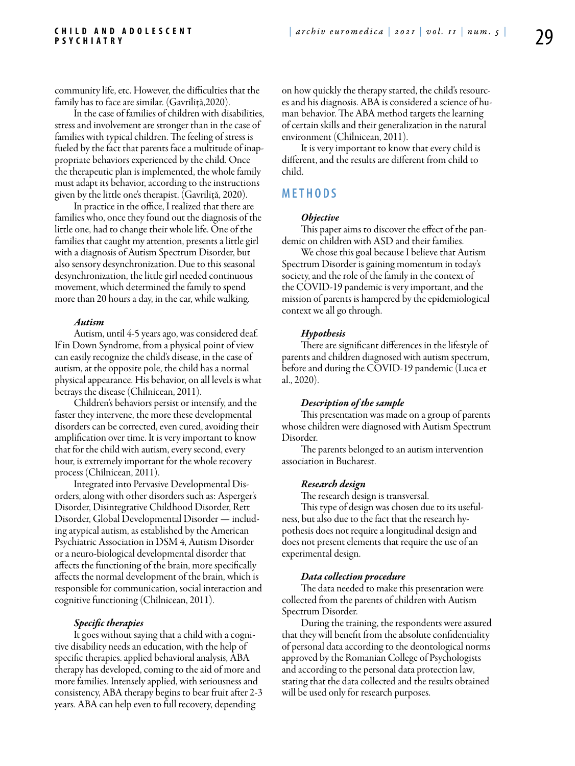community life, etc. However, the difficulties that the family has to face are similar. (Gavriliță,2020).

In the case of families of children with disabilities, stress and involvement are stronger than in the case of families with typical children. The feeling of stress is fueled by the fact that parents face a multitude of inappropriate behaviors experienced by the child. Once the therapeutic plan is implemented, the whole family must adapt its behavior, according to the instructions given by the little one's therapist. (Gavriliță, 2020).

In practice in the office, I realized that there are families who, once they found out the diagnosis of the little one, had to change their whole life. One of the families that caught my attention, presents a little girl with a diagnosis of Autism Spectrum Disorder, but also sensory desynchronization. Due to this seasonal desynchronization, the little girl needed continuous movement, which determined the family to spend more than 20 hours a day, in the car, while walking.

### *Autism*

Autism, until 4-5 years ago, was considered deaf. If in Down Syndrome, from a physical point of view can easily recognize the child's disease, in the case of autism, at the opposite pole, the child has a normal physical appearance. His behavior, on all levels is what betrays the disease (Chilnicean, 2011).

Children's behaviors persist or intensify, and the faster they intervene, the more these developmental disorders can be corrected, even cured, avoiding their amplification over time. It is very important to know that for the child with autism, every second, every hour, is extremely important for the whole recovery process (Chilnicean, 2011).

Integrated into Pervasive Developmental Disorders, along with other disorders such as: Asperger's Disorder, Disintegrative Childhood Disorder, Rett Disorder, Global Developmental Disorder — including atypical autism, as established by the American Psychiatric Association in DSM 4, Autism Disorder or a neuro-biological developmental disorder that affects the functioning of the brain, more specifically affects the normal development of the brain, which is responsible for communication, social interaction and cognitive functioning (Chilnicean, 2011).

### *Specific therapies*

It goes without saying that a child with a cognitive disability needs an education, with the help of specific therapies. applied behavioral analysis, ABA therapy has developed, coming to the aid of more and more families. Intensely applied, with seriousness and consistency, ABA therapy begins to bear fruit after 2-3 years. ABA can help even to full recovery, depending on how quickly the therapy started, the child's resources and his diagnosis. ABA is considered a science of human behavior. The ABA method targets the learning of certain skills and their generalization in the natural environment (Chilnicean, 2011).

It is very important to know that every child is different, and the results are different from child to child.

## METHODS

### *Objective*

This paper aims to discover the effect of the pandemic on children with ASD and their families.

We chose this goal because I believe that Autism Spectrum Disorder is gaining momentum in today's society, and the role of the family in the context of the COVID-19 pandemic is very important, and the mission of parents is hampered by the epidemiological context we all go through.

### *Hypothesis*

There are significant differences in the lifestyle of parents and children diagnosed with autism spectrum, before and during the COVID-19 pandemic (Luca et al., 2020).

### *Description of the sample*

This presentation was made on a group of parents whose children were diagnosed with Autism Spectrum Disorder.

The parents belonged to an autism intervention association in Bucharest.

### *Research design*

The research design is transversal.

This type of design was chosen due to its usefulness, but also due to the fact that the research hypothesis does not require a longitudinal design and does not present elements that require the use of an experimental design.

### *Data collection procedure*

The data needed to make this presentation were collected from the parents of children with Autism Spectrum Disorder.

During the training, the respondents were assured that they will benefit from the absolute confidentiality of personal data according to the deontological norms approved by the Romanian College of Psychologists and according to the personal data protection law, stating that the data collected and the results obtained will be used only for research purposes.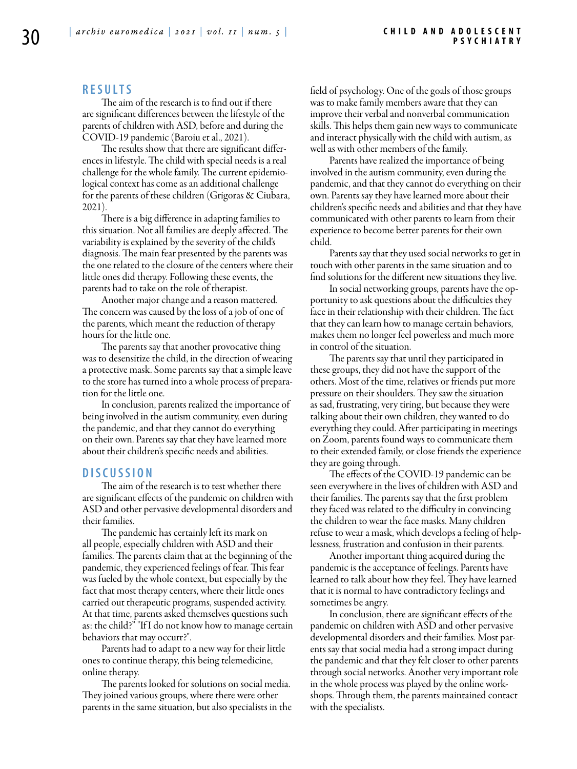## RESULTS

The aim of the research is to find out if there are significant differences between the lifestyle of the parents of children with ASD, before and during the COVID-19 pandemic (Baroiu et al., 2021).

The results show that there are significant differences in lifestyle. The child with special needs is a real challenge for the whole family. The current epidemiological context has come as an additional challenge for the parents of these children (Grigoras & Ciubara, 2021).

There is a big difference in adapting families to this situation. Not all families are deeply affected. The variability is explained by the severity of the child's diagnosis. The main fear presented by the parents was the one related to the closure of the centers where their little ones did therapy. Following these events, the parents had to take on the role of therapist.

Another major change and a reason mattered. The concern was caused by the loss of a job of one of the parents, which meant the reduction of therapy hours for the little one.

The parents say that another provocative thing was to desensitize the child, in the direction of wearing a protective mask. Some parents say that a simple leave to the store has turned into a whole process of preparation for the little one.

In conclusion, parents realized the importance of being involved in the autism community, even during the pandemic, and that they cannot do everything on their own. Parents say that they have learned more about their children's specific needs and abilities.

## DISCUSSION

The aim of the research is to test whether there are significant effects of the pandemic on children with ASD and other pervasive developmental disorders and their families.

The pandemic has certainly left its mark on all people, especially children with ASD and their families. The parents claim that at the beginning of the pandemic, they experienced feelings of fear. This fear was fueled by the whole context, but especially by the fact that most therapy centers, where their little ones carried out therapeutic programs, suspended activity. At that time, parents asked themselves questions such as: the child?" "If I do not know how to manage certain behaviors that may occurr?".

Parents had to adapt to a new way for their little ones to continue therapy, this being telemedicine, online therapy.

The parents looked for solutions on social media. They joined various groups, where there were other parents in the same situation, but also specialists in the field of psychology. One of the goals of those groups was to make family members aware that they can improve their verbal and nonverbal communication skills. This helps them gain new ways to communicate and interact physically with the child with autism, as well as with other members of the family.

Parents have realized the importance of being involved in the autism community, even during the pandemic, and that they cannot do everything on their own. Parents say they have learned more about their children's specific needs and abilities and that they have communicated with other parents to learn from their experience to become better parents for their own child.

Parents say that they used social networks to get in touch with other parents in the same situation and to find solutions for the different new situations they live.

In social networking groups, parents have the opportunity to ask questions about the difficulties they face in their relationship with their children. The fact that they can learn how to manage certain behaviors, makes them no longer feel powerless and much more in control of the situation.

The parents say that until they participated in these groups, they did not have the support of the others. Most of the time, relatives or friends put more pressure on their shoulders. They saw the situation as sad, frustrating, very tiring, but because they were talking about their own children, they wanted to do everything they could. After participating in meetings on Zoom, parents found ways to communicate them to their extended family, or close friends the experience they are going through.

The effects of the COVID-19 pandemic can be seen everywhere in the lives of children with ASD and their families. The parents say that the first problem they faced was related to the difficulty in convincing the children to wear the face masks. Many children refuse to wear a mask, which develops a feeling of helplessness, frustration and confusion in their parents.

Another important thing acquired during the pandemic is the acceptance of feelings. Parents have learned to talk about how they feel. They have learned that it is normal to have contradictory feelings and sometimes be angry.

In conclusion, there are significant effects of the pandemic on children with ASD and other pervasive developmental disorders and their families. Most parents say that social media had a strong impact during the pandemic and that they felt closer to other parents through social networks. Another very important role in the whole process was played by the online workshops. Through them, the parents maintained contact with the specialists.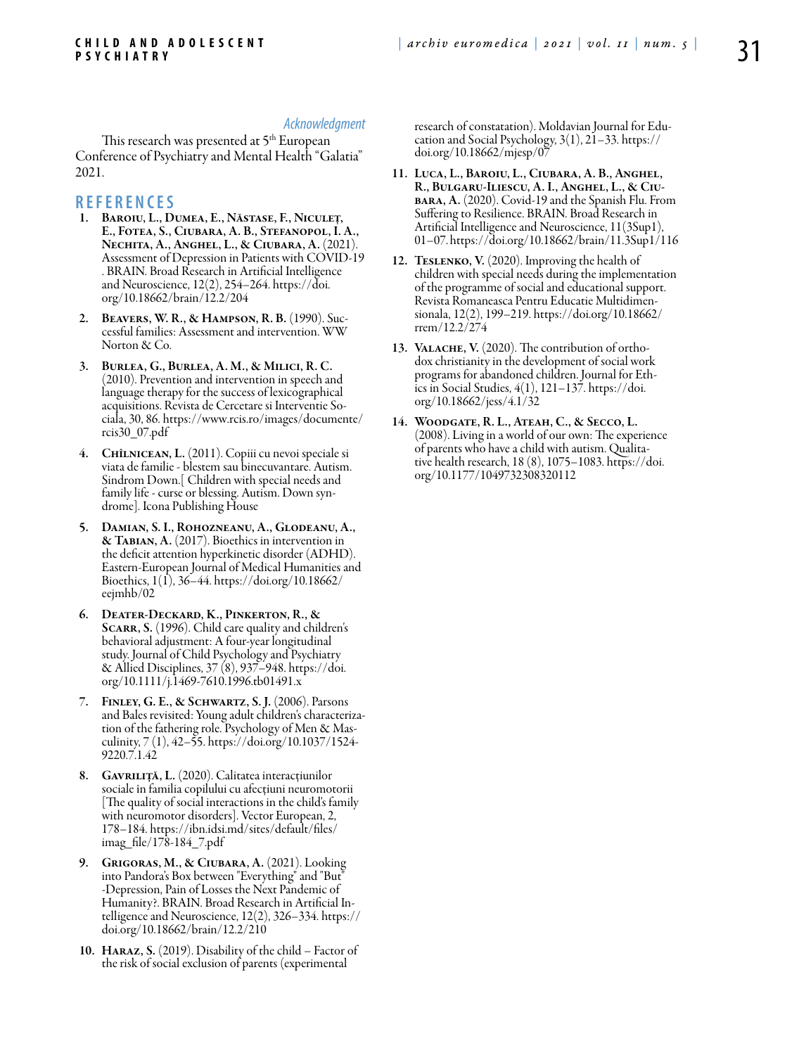## Acknowledgment

This research was presented at 5th European Conference of Psychiatry and Mental Health "Galatia" 2021.

## REFERENCES

1. **Baroiu, L., Dumea, E., Năstase, F., Niculeț, E., Fotea, S., Ciubara, A. B., Stefanopol, I. A., Nechita, A., Anghel, L., & Ciubara, A.** (2021). Assessment of Depression in Patients with COVID-19 . BRAIN. Broad Research in Artificial Intelligence and Neuroscience, 12(2), 254–264. https://doi.org/10.18662/brain/12.2/204
2. **Beavers, W. R., & Hampson, R. B.** (1990). Successful families: Assessment and intervention. WW Norton & Co.
3. **Burlea, G., Burlea, A. M., & Milici, R. C.** (2010). Prevention and intervention in speech and language therapy for the success of lexicographical acquisitions. Revista de Cercetare si Interventie Sociala, 30, 86. https://www.rcis.ro/images/documente/rcis30_07.pdf
4. **Chîlnicean, L.** (2011). Copiii cu nevoi speciale si viata de familie - blestem sau binecuvantare. Autism. Sindrom Down.[ Children with special needs and family life - curse or blessing. Autism. Down syndrome]. Icona Publishing House
5. **Damian, S. I., Rohozneanu, A., Glodeanu, A., & Tabian, A.** (2017). Bioethics in intervention in the deficit attention hyperkinetic disorder (ADHD). Eastern-European Journal of Medical Humanities and Bioethics, 1(1), 36–44. https://doi.org/10.18662/eejmhb/02
6. **Deater-Deckard, K., Pinkerton, R., & Scarr, S.** (1996). Child care quality and children's behavioral adjustment: A four-year longitudinal study. Journal of Child Psychology and Psychiatry & Allied Disciplines, 37 (8), 937–948. https://doi.org/10.1111/j.1469-7610.1996.tb01491.x
7. **Finley, G. E., & Schwartz, S. J.** (2006). Parsons and Bales revisited: Young adult children's characterization of the fathering role. Psychology of Men & Masculinity, 7 (1), 42–55. https://doi.org/10.1037/1524-9220.7.1.42
8. **Gavriliță, L.** (2020). Calitatea interacțiunilor sociale în familia copilului cu afecțiuni neuromotorii [The quality of social interactions in the child's family with neuromotor disorders]. Vector European, 2, 178–184. https://ibn.idsi.md/sites/default/files/imag_file/178-184_7.pdf
9. **Grigoras, M., & Ciubara, A.** (2021). Looking into Pandora's Box between "Everything" and "But" -Depression, Pain of Losses the Next Pandemic of Humanity?. BRAIN. Broad Research in Artificial Intelligence and Neuroscience, 12(2), 326–334. https://doi.org/10.18662/brain/12.2/210
10. **Haraz, S.** (2019). Disability of the child – Factor of the risk of social exclusion of parents (experimental research of constatation). Moldavian Journal for Education and Social Psychology, 3(1), 21–33. https://doi.org/10.18662/mjesp/07
11. **Luca, L., Baroiu, L., Ciubara, A. B., Anghel, R., Bulgaru-Iliescu, A. I., Anghel, L., & Ciubara, A.** (2020). Covid-19 and the Spanish Flu. From Suffering to Resilience. BRAIN. Broad Research in Artificial Intelligence and Neuroscience, 11(3Sup1), 01–07. https://doi.org/10.18662/brain/11.3Sup1/116
12. **Teslenko, V.** (2020). Improving the health of children with special needs during the implementation of the programme of social and educational support. Revista Romaneasca Pentru Educatie Multidimensionala, 12(2), 199–219. https://doi.org/10.18662/rrem/12.2/274
13. **Valache, V.** (2020). The contribution of orthodox christianity in the development of social work programs for abandoned children. Journal for Ethics in Social Studies, 4(1), 121–137. https://doi.org/10.18662/jess/4.1/32
14. **Woodgate, R. L., Ateah, C., & Secco, L.** (2008). Living in a world of our own: The experience of parents who have a child with autism. Qualitative health research, 18 (8), 1075–1083. https://doi.org/10.1177/1049732308320112